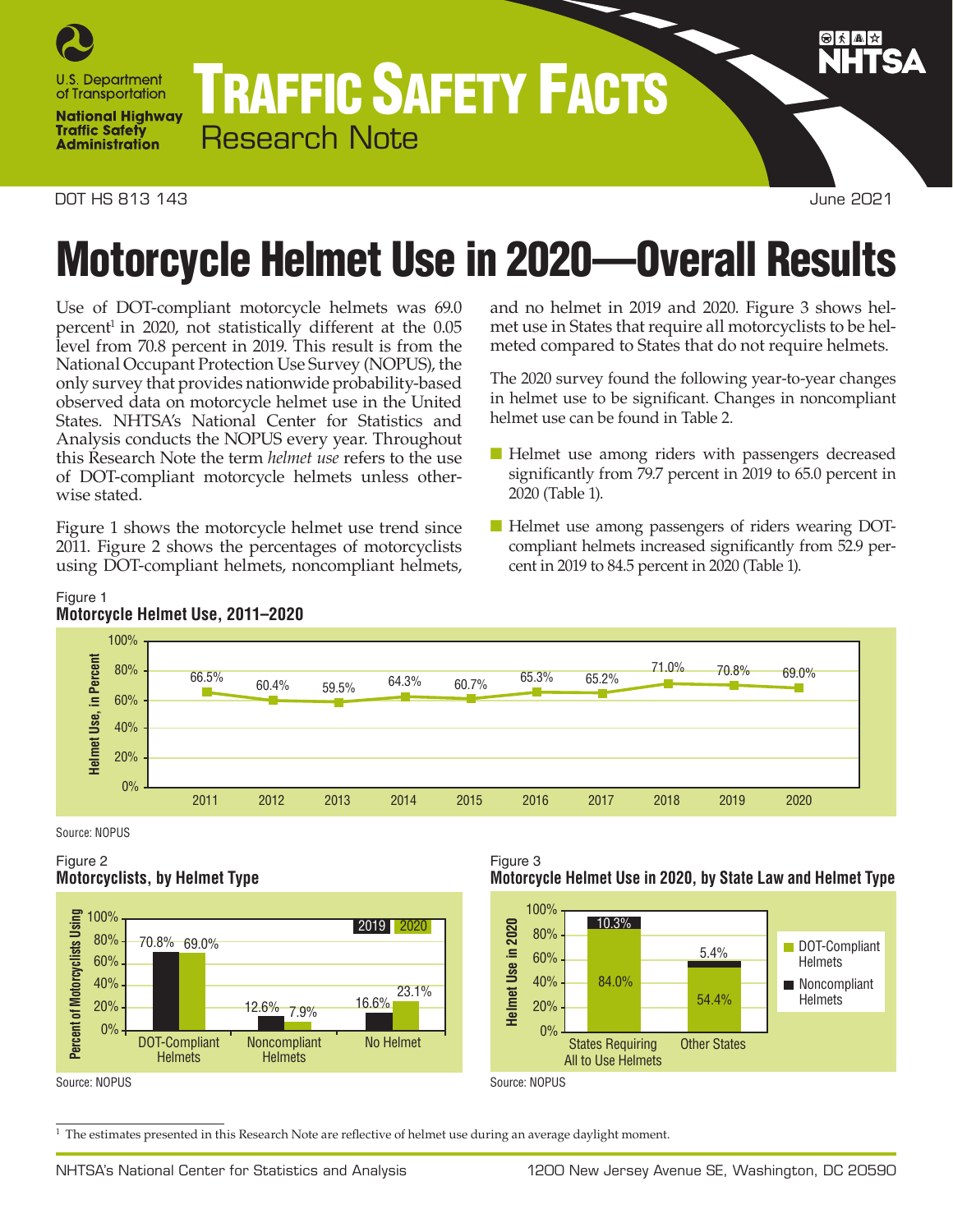# TRAFFIC SAFETY FACTS

Research Note

DOT HS 813 143 June 2021

# Motorcycle Helmet Use in 2020—Overall Results

Use of DOT-compliant motorcycle helmets was 69.0 percent[1] in 2020, not statistically different at the 0.05 level from 70.8 percent in 2019. This result is from the National Occupant Protection Use Survey (NOPUS), the only survey that provides nationwide probability-based observed data on motorcycle helmet use in the United States. NHTSA's National Center for Statistics and Analysis conducts the NOPUS every year. Throughout this Research Note the term *helmet use* refers to the use of DOT-compliant motorcycle helmets unless otherwise stated.

Figure 1 shows the motorcycle helmet use trend since 2011. Figure 2 shows the percentages of motorcyclists using DOT-compliant helmets, noncompliant helmets, and no helmet in 2019 and 2020. Figure 3 shows helmet use in States that require all motorcyclists to be helmeted compared to States that do not require helmets.

The 2020 survey found the following year-to-year changes in helmet use to be significant. Changes in noncompliant helmet use can be found in Table 2.

- Helmet use among riders with passengers decreased significantly from 79.7 percent in 2019 to 65.0 percent in 2020 (Table 1).
- Helmet use among passengers of riders wearing DOT-compliant helmets increased significantly from 52.9 percent in 2019 to 84.5 percent in 2020 (Table 1).

Figure 1
**Motorcycle Helmet Use, 2011–2020**

| Year | 2011 | 2012 | 2013 | 2014 | 2015 | 2016 | 2017 | 2018 | 2019 | 2020 |
|---|---|---|---|---|---|---|---|---|---|---|
| Helmet Use | 66.5% | 60.4% | 59.5% | 64.3% | 60.7% | 65.3% | 65.2% | 71.0% | 70.8% | 69.0% |

Source: NOPUS

Figure 2
**Motorcyclists, by Helmet Type**

| Helmet Type | 2019 | 2020 |
|---|---|---|
| DOT-Compliant Helmets | 70.8% | 69.0% |
| Noncompliant Helmets | 12.6% | 7.9% |
| No Helmet | 16.6% | 23.1% |

Source: NOPUS

Figure 3
**Motorcycle Helmet Use in 2020, by State Law and Helmet Type**

| | States Requiring All to Use Helmets | Other States |
|---|---|---|
| DOT-Compliant Helmets | 84.0% | 54.4% |
| Noncompliant Helmets | 10.3% | 5.4% |

Source: NOPUS

[1] The estimates presented in this Research Note are reflective of helmet use during an average daylight moment.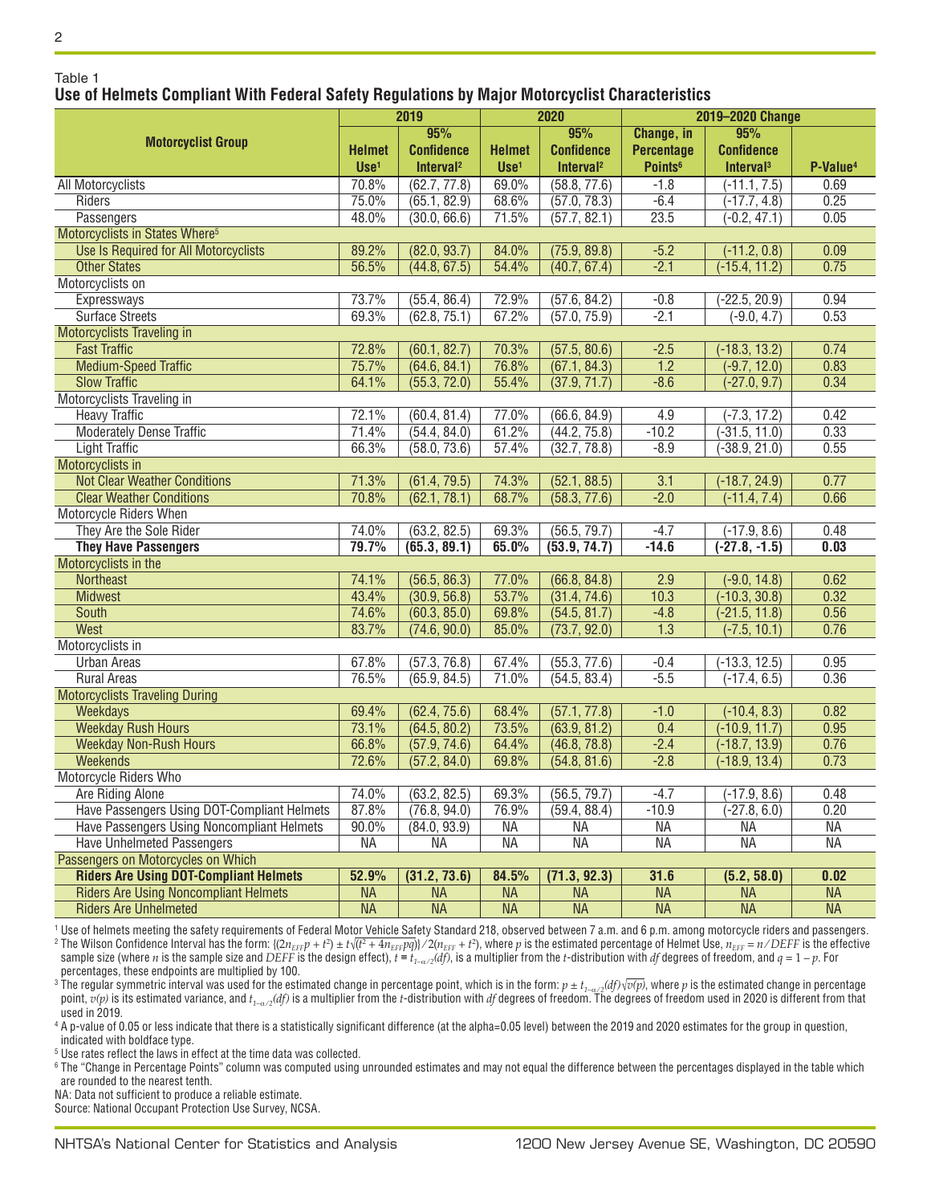Table 1
## Use of Helmets Compliant With Federal Safety Regulations by Major Motorcyclist Characteristics

| Motorcyclist Group | 2019 | | 2020 | | 2019–2020 Change | | |
|---|---|---|---|---|---|---|---|
| | Helmet Use[1] | 95% Confidence Interval[2] | Helmet Use[1] | 95% Confidence Interval[2] | Change, in Percentage Points[6] | 95% Confidence Interval[3] | P-Value[4] |
| All Motorcyclists | 70.8% | (62.7, 77.8) | 69.0% | (58.8, 77.6) | -1.8 | (-11.1, 7.5) | 0.69 |
| Riders | 75.0% | (65.1, 82.9) | 68.6% | (57.0, 78.3) | -6.4 | (-17.7, 4.8) | 0.25 |
| Passengers | 48.0% | (30.0, 66.6) | 71.5% | (57.7, 82.1) | 23.5 | (-0.2, 47.1) | 0.05 |
| Motorcyclists in States Where[5] | | | | | | | |
| Use Is Required for All Motorcyclists | 89.2% | (82.0, 93.7) | 84.0% | (75.9, 89.8) | -5.2 | (-11.2, 0.8) | 0.09 |
| Other States | 56.5% | (44.8, 67.5) | 54.4% | (40.7, 67.4) | -2.1 | (-15.4, 11.2) | 0.75 |
| Motorcyclists on | | | | | | | |
| Expressways | 73.7% | (55.4, 86.4) | 72.9% | (57.6, 84.2) | -0.8 | (-22.5, 20.9) | 0.94 |
| Surface Streets | 69.3% | (62.8, 75.1) | 67.2% | (57.0, 75.9) | -2.1 | (-9.0, 4.7) | 0.53 |
| Motorcyclists Traveling in | | | | | | | |
| Fast Traffic | 72.8% | (60.1, 82.7) | 70.3% | (57.5, 80.6) | -2.5 | (-18.3, 13.2) | 0.74 |
| Medium-Speed Traffic | 75.7% | (64.6, 84.1) | 76.8% | (67.1, 84.3) | 1.2 | (-9.7, 12.0) | 0.83 |
| Slow Traffic | 64.1% | (55.3, 72.0) | 55.4% | (37.9, 71.7) | -8.6 | (-27.0, 9.7) | 0.34 |
| Motorcyclists Traveling in | | | | | | | |
| Heavy Traffic | 72.1% | (60.4, 81.4) | 77.0% | (66.6, 84.9) | 4.9 | (-7.3, 17.2) | 0.42 |
| Moderately Dense Traffic | 71.4% | (54.4, 84.0) | 61.2% | (44.2, 75.8) | -10.2 | (-31.5, 11.0) | 0.33 |
| Light Traffic | 66.3% | (58.0, 73.6) | 57.4% | (32.7, 78.8) | -8.9 | (-38.9, 21.0) | 0.55 |
| Motorcyclists in | | | | | | | |
| Not Clear Weather Conditions | 71.3% | (61.4, 79.5) | 74.3% | (52.1, 88.5) | 3.1 | (-18.7, 24.9) | 0.77 |
| Clear Weather Conditions | 70.8% | (62.1, 78.1) | 68.7% | (58.3, 77.6) | -2.0 | (-11.4, 7.4) | 0.66 |
| Motorcycle Riders When | | | | | | | |
| They Are the Sole Rider | 74.0% | (63.2, 82.5) | 69.3% | (56.5, 79.7) | -4.7 | (-17.9, 8.6) | 0.48 |
| **They Have Passengers** | **79.7%** | **(65.3, 89.1)** | **65.0%** | **(53.9, 74.7)** | **-14.6** | **(-27.8, -1.5)** | **0.03** |
| Motorcyclists in the | | | | | | | |
| Northeast | 74.1% | (56.5, 86.3) | 77.0% | (66.8, 84.8) | 2.9 | (-9.0, 14.8) | 0.62 |
| Midwest | 43.4% | (30.9, 56.8) | 53.7% | (31.4, 74.6) | 10.3 | (-10.3, 30.8) | 0.32 |
| South | 74.6% | (60.3, 85.0) | 69.8% | (54.5, 81.7) | -4.8 | (-21.5, 11.8) | 0.56 |
| West | 83.7% | (74.6, 90.0) | 85.0% | (73.7, 92.0) | 1.3 | (-7.5, 10.1) | 0.76 |
| Motorcyclists in | | | | | | | |
| Urban Areas | 67.8% | (57.3, 76.8) | 67.4% | (55.3, 77.6) | -0.4 | (-13.3, 12.5) | 0.95 |
| Rural Areas | 76.5% | (65.9, 84.5) | 71.0% | (54.5, 83.4) | -5.5 | (-17.4, 6.5) | 0.36 |
| Motorcyclists Traveling During | | | | | | | |
| Weekdays | 69.4% | (62.4, 75.6) | 68.4% | (57.1, 77.8) | -1.0 | (-10.4, 8.3) | 0.82 |
| Weekday Rush Hours | 73.1% | (64.5, 80.2) | 73.5% | (63.9, 81.2) | 0.4 | (-10.9, 11.7) | 0.95 |
| Weekday Non-Rush Hours | 66.8% | (57.9, 74.6) | 64.4% | (46.8, 78.8) | -2.4 | (-18.7, 13.9) | 0.76 |
| Weekends | 72.6% | (57.2, 84.0) | 69.8% | (54.8, 81.6) | -2.8 | (-18.9, 13.4) | 0.73 |
| Motorcycle Riders Who | | | | | | | |
| Are Riding Alone | 74.0% | (63.2, 82.5) | 69.3% | (56.5, 79.7) | -4.7 | (-17.9, 8.6) | 0.48 |
| Have Passengers Using DOT-Compliant Helmets | 87.8% | (76.8, 94.0) | 76.9% | (59.4, 88.4) | -10.9 | (-27.8, 6.0) | 0.20 |
| Have Passengers Using Noncompliant Helmets | 90.0% | (84.0, 93.9) | NA | NA | NA | NA | NA |
| Have Unhelmeted Passengers | NA | NA | NA | NA | NA | NA | NA |
| Passengers on Motorcycles on Which | | | | | | | |
| **Riders Are Using DOT-Compliant Helmets** | **52.9%** | **(31.2, 73.6)** | **84.5%** | **(71.3, 92.3)** | **31.6** | **(5.2, 58.0)** | **0.02** |
| Riders Are Using Noncompliant Helmets | NA | NA | NA | NA | NA | NA | NA |
| Riders Are Unhelmeted | NA | NA | NA | NA | NA | NA | NA |

[1] Use of helmets meeting the safety requirements of Federal Motor Vehicle Safety Standard 218, observed between 7 a.m. and 6 p.m. among motorcycle riders and passengers.

[2] The Wilson Confidence Interval has the form: $\{(2n_{EFF}p + t^2) \pm t\sqrt{(t^2 + 4n_{EFF}pq)}\}/2(n_{EFF} + t^2)$, where $p$ is the estimated percentage of Helmet Use, $n_{EFF} = n/DEFF$ is the effective sample size (where $n$ is the sample size and $DEFF$ is the design effect), $t \equiv t_{1-\alpha/2}(df)$, is a multiplier from the $t$-distribution with $df$ degrees of freedom, and $q = 1 - p$. For percentages, these endpoints are multiplied by 100.

[3] The regular symmetric interval was used for the estimated change in percentage point, which is in the form: $p \pm t_{1-\alpha/2}(df)\sqrt{v(p)}$, where $p$ is the estimated change in percentage point, $v(p)$ is its estimated variance, and $t_{1-\alpha/2}(df)$ is a multiplier from the $t$-distribution with $df$ degrees of freedom. The degrees of freedom used in 2020 is different from that used in 2019.

[4] A p-value of 0.05 or less indicate that there is a statistically significant difference (at the alpha=0.05 level) between the 2019 and 2020 estimates for the group in question, indicated with boldface type.

[5] Use rates reflect the laws in effect at the time data was collected.

[6] The "Change in Percentage Points" column was computed using unrounded estimates and may not equal the difference between the percentages displayed in the table which are rounded to the nearest tenth.

NA: Data not sufficient to produce a reliable estimate.

Source: National Occupant Protection Use Survey, NCSA.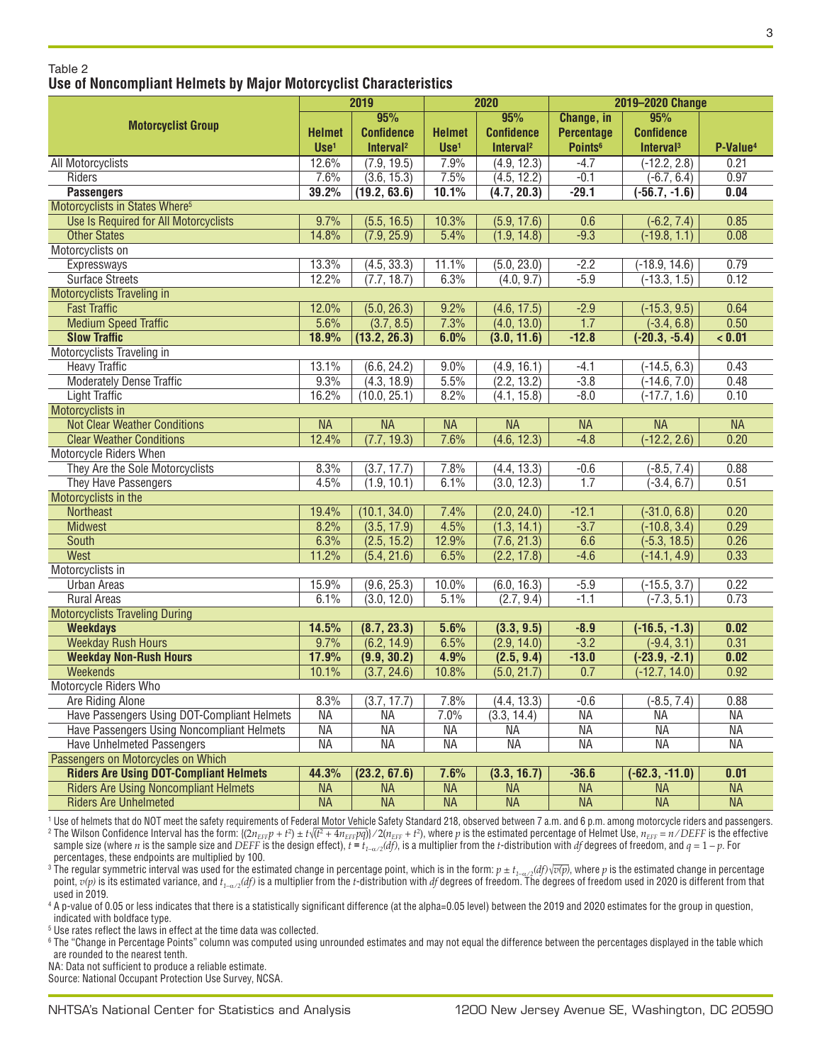Table 2

**Use of Noncompliant Helmets by Major Motorcyclist Characteristics**

| Motorcyclist Group | 2019 | | 2020 | | 2019–2020 Change | | |
|---|---|---|---|---|---|---|---|
| | Helmet Use[1] | 95% Confidence Interval[2] | Helmet Use[1] | 95% Confidence Interval[2] | Change, in Percentage Points[6] | 95% Confidence Interval[3] | P-Value[4] |
| All Motorcyclists | 12.6% | (7.9, 19.5) | 7.9% | (4.9, 12.3) | -4.7 | (-12.2, 2.8) | 0.21 |
| Riders | 7.6% | (3.6, 15.3) | 7.5% | (4.5, 12.2) | -0.1 | (-6.7, 6.4) | 0.97 |
| **Passengers** | **39.2%** | **(19.2, 63.6)** | **10.1%** | **(4.7, 20.3)** | **-29.1** | **(-56.7, -1.6)** | **0.04** |
| Motorcyclists in States Where[5] | | | | | | | |
| Use Is Required for All Motorcyclists | 9.7% | (5.5, 16.5) | 10.3% | (5.9, 17.6) | 0.6 | (-6.2, 7.4) | 0.85 |
| Other States | 14.8% | (7.9, 25.9) | 5.4% | (1.9, 14.8) | -9.3 | (-19.8, 1.1) | 0.08 |
| Motorcyclists on | | | | | | | |
| Expressways | 13.3% | (4.5, 33.3) | 11.1% | (5.0, 23.0) | -2.2 | (-18.9, 14.6) | 0.79 |
| Surface Streets | 12.2% | (7.7, 18.7) | 6.3% | (4.0, 9.7) | -5.9 | (-13.3, 1.5) | 0.12 |
| Motorcyclists Traveling in | | | | | | | |
| Fast Traffic | 12.0% | (5.0, 26.3) | 9.2% | (4.6, 17.5) | -2.9 | (-15.3, 9.5) | 0.64 |
| Medium Speed Traffic | 5.6% | (3.7, 8.5) | 7.3% | (4.0, 13.0) | 1.7 | (-3.4, 6.8) | 0.50 |
| **Slow Traffic** | **18.9%** | **(13.2, 26.3)** | **6.0%** | **(3.0, 11.6)** | **-12.8** | **(-20.3, -5.4)** | **< 0.01** |
| Motorcyclists Traveling in | | | | | | | |
| Heavy Traffic | 13.1% | (6.6, 24.2) | 9.0% | (4.9, 16.1) | -4.1 | (-14.5, 6.3) | 0.43 |
| Moderately Dense Traffic | 9.3% | (4.3, 18.9) | 5.5% | (2.2, 13.2) | -3.8 | (-14.6, 7.0) | 0.48 |
| Light Traffic | 16.2% | (10.0, 25.1) | 8.2% | (4.1, 15.8) | -8.0 | (-17.7, 1.6) | 0.10 |
| Motorcyclists in | | | | | | | |
| Not Clear Weather Conditions | NA | NA | NA | NA | NA | NA | NA |
| Clear Weather Conditions | 12.4% | (7.7, 19.3) | 7.6% | (4.6, 12.3) | -4.8 | (-12.2, 2.6) | 0.20 |
| Motorcycle Riders When | | | | | | | |
| They Are the Sole Motorcyclists | 8.3% | (3.7, 17.7) | 7.8% | (4.4, 13.3) | -0.6 | (-8.5, 7.4) | 0.88 |
| They Have Passengers | 4.5% | (1.9, 10.1) | 6.1% | (3.0, 12.3) | 1.7 | (-3.4, 6.7) | 0.51 |
| Motorcyclists in the | | | | | | | |
| Northeast | 19.4% | (10.1, 34.0) | 7.4% | (2.0, 24.0) | -12.1 | (-31.0, 6.8) | 0.20 |
| Midwest | 8.2% | (3.5, 17.9) | 4.5% | (1.3, 14.1) | -3.7 | (-10.8, 3.4) | 0.29 |
| South | 6.3% | (2.5, 15.2) | 12.9% | (7.6, 21.3) | 6.6 | (-5.3, 18.5) | 0.26 |
| West | 11.2% | (5.4, 21.6) | 6.5% | (2.2, 17.8) | -4.6 | (-14.1, 4.9) | 0.33 |
| Motorcyclists in | | | | | | | |
| Urban Areas | 15.9% | (9.6, 25.3) | 10.0% | (6.0, 16.3) | -5.9 | (-15.5, 3.7) | 0.22 |
| Rural Areas | 6.1% | (3.0, 12.0) | 5.1% | (2.7, 9.4) | -1.1 | (-7.3, 5.1) | 0.73 |
| Motorcyclists Traveling During | | | | | | | |
| **Weekdays** | **14.5%** | **(8.7, 23.3)** | **5.6%** | **(3.3, 9.5)** | **-8.9** | **(-16.5, -1.3)** | **0.02** |
| Weekday Rush Hours | 9.7% | (6.2, 14.9) | 6.5% | (2.9, 14.0) | -3.2 | (-9.4, 3.1) | 0.31 |
| **Weekday Non-Rush Hours** | **17.9%** | **(9.9, 30.2)** | **4.9%** | **(2.5, 9.4)** | **-13.0** | **(-23.9, -2.1)** | **0.02** |
| Weekends | 10.1% | (3.7, 24.6) | 10.8% | (5.0, 21.7) | 0.7 | (-12.7, 14.0) | 0.92 |
| Motorcycle Riders Who | | | | | | | |
| Are Riding Alone | 8.3% | (3.7, 17.7) | 7.8% | (4.4, 13.3) | -0.6 | (-8.5, 7.4) | 0.88 |
| Have Passengers Using DOT-Compliant Helmets | NA | NA | 7.0% | (3.3, 14.4) | NA | NA | NA |
| Have Passengers Using Noncompliant Helmets | NA | NA | NA | NA | NA | NA | NA |
| Have Unhelmeted Passengers | NA | NA | NA | NA | NA | NA | NA |
| Passengers on Motorcycles on Which | | | | | | | |
| **Riders Are Using DOT-Compliant Helmets** | **44.3%** | **(23.2, 67.6)** | **7.6%** | **(3.3, 16.7)** | **-36.6** | **(-62.3, -11.0)** | **0.01** |
| Riders Are Using Noncompliant Helmets | NA | NA | NA | NA | NA | NA | NA |
| Riders Are Unhelmeted | NA | NA | NA | NA | NA | NA | NA |

[1] Use of helmets that do NOT meet the safety requirements of Federal Motor Vehicle Safety Standard 218, observed between 7 a.m. and 6 p.m. among motorcycle riders and passengers.

[2] The Wilson Confidence Interval has the form: $\{(2n_{EFF}p + t^2) \pm t\sqrt{(t^2 + 4n_{EFF}pq)}\} / 2(n_{EFF} + t^2)$, where $p$ is the estimated percentage of Helmet Use, $n_{EFF} = n / DEFF$ is the effective sample size (where $n$ is the sample size and $DEFF$ is the design effect), $t \equiv t_{1-\alpha/2}(df)$, is a multiplier from the $t$-distribution with $df$ degrees of freedom, and $q = 1 - p$. For percentages, these endpoints are multiplied by 100.

[3] The regular symmetric interval was used for the estimated change in percentage point, which is in the form: $p \pm t_{1-\alpha/2}(df)\sqrt{v(p)}$, where $p$ is the estimated change in percentage point, $v(p)$ is its estimated variance, and $t_{1-\alpha/2}(df)$ is a multiplier from the $t$-distribution with $df$ degrees of freedom. The degrees of freedom used in 2020 is different from that used in 2019.

[4] A p-value of 0.05 or less indicates that there is a statistically significant difference (at the alpha=0.05 level) between the 2019 and 2020 estimates for the group in question, indicated with boldface type.

[5] Use rates reflect the laws in effect at the time data was collected.

[6] The "Change in Percentage Points" column was computed using unrounded estimates and may not equal the difference between the percentages displayed in the table which are rounded to the nearest tenth.

NA: Data not sufficient to produce a reliable estimate.

Source: National Occupant Protection Use Survey, NCSA.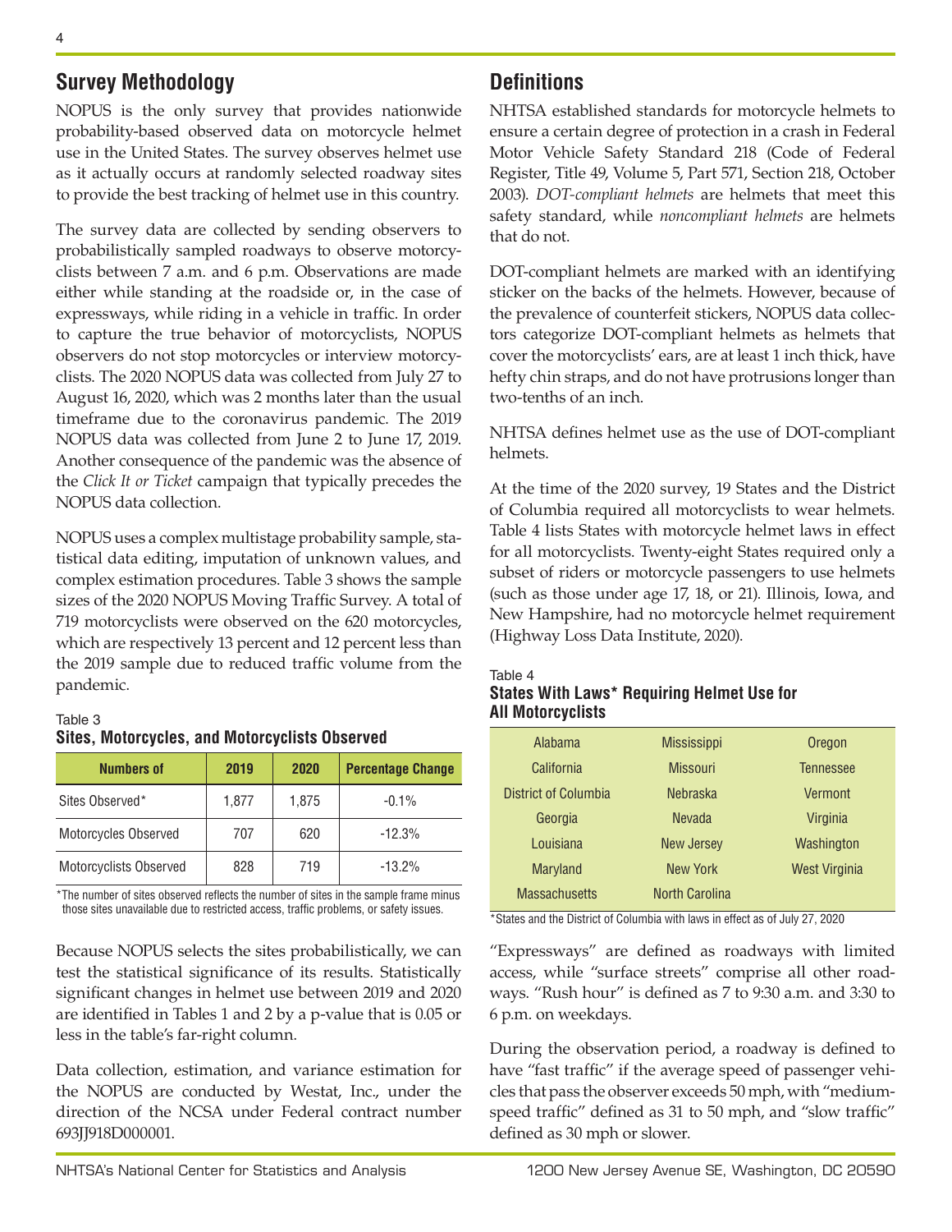## Survey Methodology

NOPUS is the only survey that provides nationwide probability-based observed data on motorcycle helmet use in the United States. The survey observes helmet use as it actually occurs at randomly selected roadway sites to provide the best tracking of helmet use in this country.

The survey data are collected by sending observers to probabilistically sampled roadways to observe motorcyclists between 7 a.m. and 6 p.m. Observations are made either while standing at the roadside or, in the case of expressways, while riding in a vehicle in traffic. In order to capture the true behavior of motorcyclists, NOPUS observers do not stop motorcycles or interview motorcyclists. The 2020 NOPUS data was collected from July 27 to August 16, 2020, which was 2 months later than the usual timeframe due to the coronavirus pandemic. The 2019 NOPUS data was collected from June 2 to June 17, 2019. Another consequence of the pandemic was the absence of the *Click It or Ticket* campaign that typically precedes the NOPUS data collection.

NOPUS uses a complex multistage probability sample, statistical data editing, imputation of unknown values, and complex estimation procedures. Table 3 shows the sample sizes of the 2020 NOPUS Moving Traffic Survey. A total of 719 motorcyclists were observed on the 620 motorcycles, which are respectively 13 percent and 12 percent less than the 2019 sample due to reduced traffic volume from the pandemic.

Table 3
**Sites, Motorcycles, and Motorcyclists Observed**

| Numbers of | 2019 | 2020 | Percentage Change |
|---|---|---|---|
| Sites Observed* | 1,877 | 1,875 | -0.1% |
| Motorcycles Observed | 707 | 620 | -12.3% |
| Motorcyclists Observed | 828 | 719 | -13.2% |

*The number of sites observed reflects the number of sites in the sample frame minus those sites unavailable due to restricted access, traffic problems, or safety issues.

Because NOPUS selects the sites probabilistically, we can test the statistical significance of its results. Statistically significant changes in helmet use between 2019 and 2020 are identified in Tables 1 and 2 by a p-value that is 0.05 or less in the table's far-right column.

Data collection, estimation, and variance estimation for the NOPUS are conducted by Westat, Inc., under the direction of the NCSA under Federal contract number 693JJ918D000001.

## Definitions

NHTSA established standards for motorcycle helmets to ensure a certain degree of protection in a crash in Federal Motor Vehicle Safety Standard 218 (Code of Federal Register, Title 49, Volume 5, Part 571, Section 218, October 2003). *DOT-compliant helmets* are helmets that meet this safety standard, while *noncompliant helmets* are helmets that do not.

DOT-compliant helmets are marked with an identifying sticker on the backs of the helmets. However, because of the prevalence of counterfeit stickers, NOPUS data collectors categorize DOT-compliant helmets as helmets that cover the motorcyclists' ears, are at least 1 inch thick, have hefty chin straps, and do not have protrusions longer than two-tenths of an inch.

NHTSA defines helmet use as the use of DOT-compliant helmets.

At the time of the 2020 survey, 19 States and the District of Columbia required all motorcyclists to wear helmets. Table 4 lists States with motorcycle helmet laws in effect for all motorcyclists. Twenty-eight States required only a subset of riders or motorcycle passengers to use helmets (such as those under age 17, 18, or 21). Illinois, Iowa, and New Hampshire, had no motorcycle helmet requirement (Highway Loss Data Institute, 2020).

Table 4
**States With Laws* Requiring Helmet Use for All Motorcyclists**

| | | |
|---|---|---|
| Alabama | Mississippi | Oregon |
| California | Missouri | Tennessee |
| District of Columbia | Nebraska | Vermont |
| Georgia | Nevada | Virginia |
| Louisiana | New Jersey | Washington |
| Maryland | New York | West Virginia |
| Massachusetts | North Carolina | |

*States and the District of Columbia with laws in effect as of July 27, 2020

"Expressways" are defined as roadways with limited access, while "surface streets" comprise all other roadways. "Rush hour" is defined as 7 to 9:30 a.m. and 3:30 to 6 p.m. on weekdays.

During the observation period, a roadway is defined to have "fast traffic" if the average speed of passenger vehicles that pass the observer exceeds 50 mph, with "medium-speed traffic" defined as 31 to 50 mph, and "slow traffic" defined as 30 mph or slower.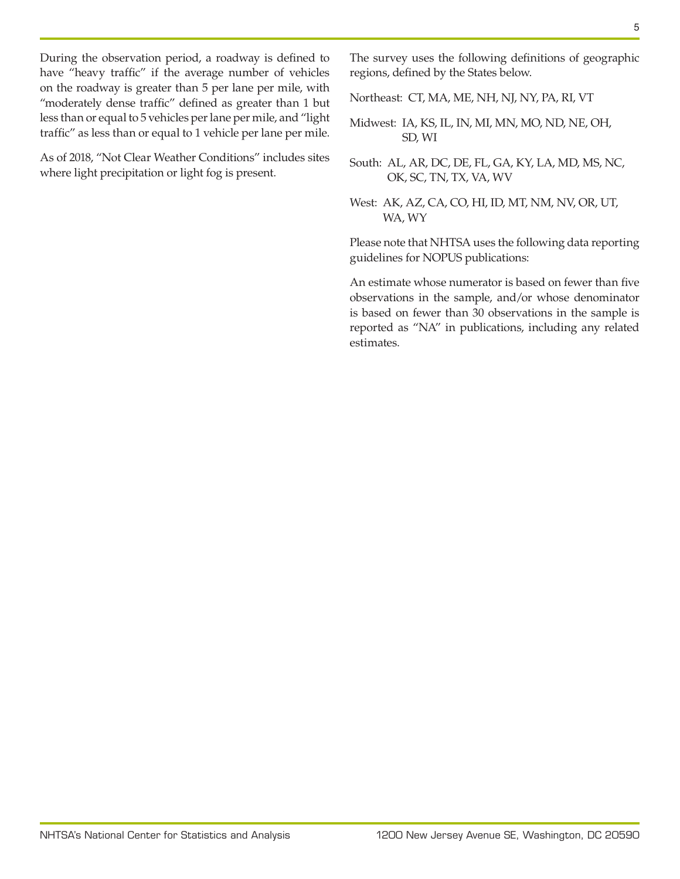During the observation period, a roadway is defined to have "heavy traffic" if the average number of vehicles on the roadway is greater than 5 per lane per mile, with "moderately dense traffic" defined as greater than 1 but less than or equal to 5 vehicles per lane per mile, and "light traffic" as less than or equal to 1 vehicle per lane per mile.

As of 2018, "Not Clear Weather Conditions" includes sites where light precipitation or light fog is present.

The survey uses the following definitions of geographic regions, defined by the States below.

Northeast: CT, MA, ME, NH, NJ, NY, PA, RI, VT

Midwest: IA, KS, IL, IN, MI, MN, MO, ND, NE, OH, SD, WI

South: AL, AR, DC, DE, FL, GA, KY, LA, MD, MS, NC, OK, SC, TN, TX, VA, WV

West: AK, AZ, CA, CO, HI, ID, MT, NM, NV, OR, UT, WA, WY

Please note that NHTSA uses the following data reporting guidelines for NOPUS publications:

An estimate whose numerator is based on fewer than five observations in the sample, and/or whose denominator is based on fewer than 30 observations in the sample is reported as "NA" in publications, including any related estimates.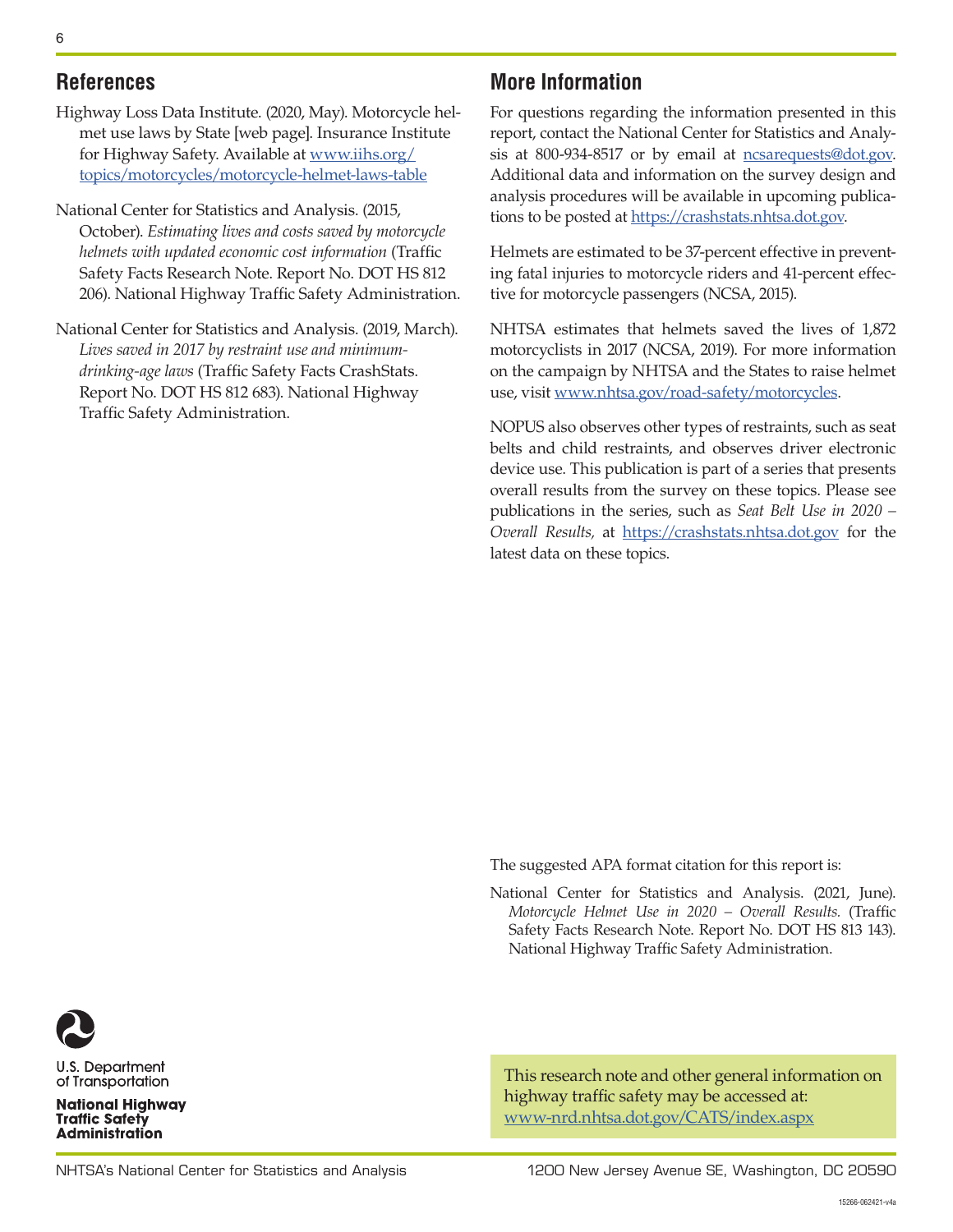## References

Highway Loss Data Institute. (2020, May). Motorcycle helmet use laws by State [web page]. Insurance Institute for Highway Safety. Available at [www.iihs.org/topics/motorcycles/motorcycle-helmet-laws-table](www.iihs.org/topics/motorcycles/motorcycle-helmet-laws-table)

National Center for Statistics and Analysis. (2015, October). *Estimating lives and costs saved by motorcycle helmets with updated economic cost information* (Traffic Safety Facts Research Note. Report No. DOT HS 812 206). National Highway Traffic Safety Administration.

National Center for Statistics and Analysis. (2019, March). *Lives saved in 2017 by restraint use and minimum-drinking-age laws* (Traffic Safety Facts CrashStats. Report No. DOT HS 812 683). National Highway Traffic Safety Administration.

## More Information

For questions regarding the information presented in this report, contact the National Center for Statistics and Analysis at 800-934-8517 or by email at [ncsarequests@dot.gov](mailto:ncsarequests@dot.gov). Additional data and information on the survey design and analysis procedures will be available in upcoming publications to be posted at [https://crashstats.nhtsa.dot.gov](https://crashstats.nhtsa.dot.gov).

Helmets are estimated to be 37-percent effective in preventing fatal injuries to motorcycle riders and 41-percent effective for motorcycle passengers (NCSA, 2015).

NHTSA estimates that helmets saved the lives of 1,872 motorcyclists in 2017 (NCSA, 2019). For more information on the campaign by NHTSA and the States to raise helmet use, visit [www.nhtsa.gov/road-safety/motorcycles](www.nhtsa.gov/road-safety/motorcycles).

NOPUS also observes other types of restraints, such as seat belts and child restraints, and observes driver electronic device use. This publication is part of a series that presents overall results from the survey on these topics. Please see publications in the series, such as *Seat Belt Use in 2020 – Overall Results,* at [https://crashstats.nhtsa.dot.gov](https://crashstats.nhtsa.dot.gov) for the latest data on these topics.

The suggested APA format citation for this report is:

National Center for Statistics and Analysis. (2021, June). *Motorcycle Helmet Use in 2020 – Overall Results.* (Traffic Safety Facts Research Note. Report No. DOT HS 813 143). National Highway Traffic Safety Administration.

U.S. Department of Transportation

**National Highway Traffic Safety Administration**

This research note and other general information on highway traffic safety may be accessed at: [www-nrd.nhtsa.dot.gov/CATS/index.aspx](www-nrd.nhtsa.dot.gov/CATS/index.aspx)

NHTSA's National Center for Statistics and Analysis

1200 New Jersey Avenue SE, Washington, DC 20590

15266-062421-v4a